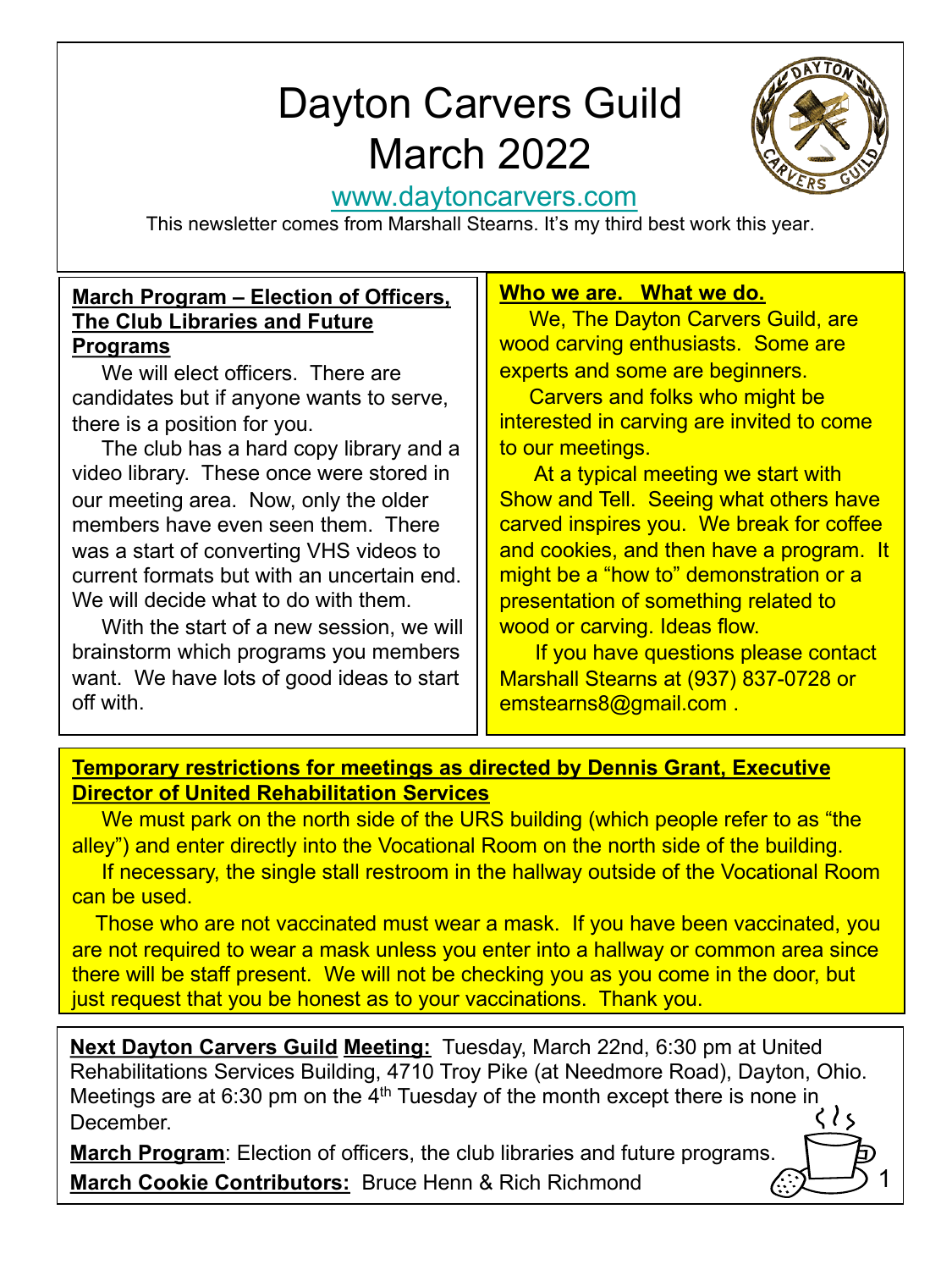# Dayton Carvers Guild
# March 2022

www.daytoncarvers.com

This newsletter comes from Marshall Stearns. It's my third best work this year.

**March Program – Election of Officers, The Club Libraries and Future Programs**

We will elect officers. There are candidates but if anyone wants to serve, there is a position for you.

The club has a hard copy library and a video library. These once were stored in our meeting area. Now, only the older members have even seen them. There was a start of converting VHS videos to current formats but with an uncertain end. We will decide what to do with them.

With the start of a new session, we will brainstorm which programs you members want. We have lots of good ideas to start off with.

**Who we are. What we do.**

We, The Dayton Carvers Guild, are wood carving enthusiasts. Some are experts and some are beginners.

Carvers and folks who might be interested in carving are invited to come to our meetings.

At a typical meeting we start with Show and Tell. Seeing what others have carved inspires you. We break for coffee and cookies, and then have a program. It might be a "how to" demonstration or a presentation of something related to wood or carving. Ideas flow.

If you have questions please contact Marshall Stearns at (937) 837-0728 or emstearns8@gmail.com .

**Temporary restrictions for meetings as directed by Dennis Grant, Executive Director of United Rehabilitation Services**

We must park on the north side of the URS building (which people refer to as "the alley") and enter directly into the Vocational Room on the north side of the building.

If necessary, the single stall restroom in the hallway outside of the Vocational Room can be used.

Those who are not vaccinated must wear a mask. If you have been vaccinated, you are not required to wear a mask unless you enter into a hallway or common area since there will be staff present. We will not be checking you as you come in the door, but just request that you be honest as to your vaccinations. Thank you.

**Next Dayton Carvers Guild Meeting:** Tuesday, March 22nd, 6:30 pm at United Rehabilitations Services Building, 4710 Troy Pike (at Needmore Road), Dayton, Ohio. Meetings are at 6:30 pm on the 4th Tuesday of the month except there is none in December.

**March Program**: Election of officers, the club libraries and future programs.

**March Cookie Contributors:** Bruce Henn & Rich Richmond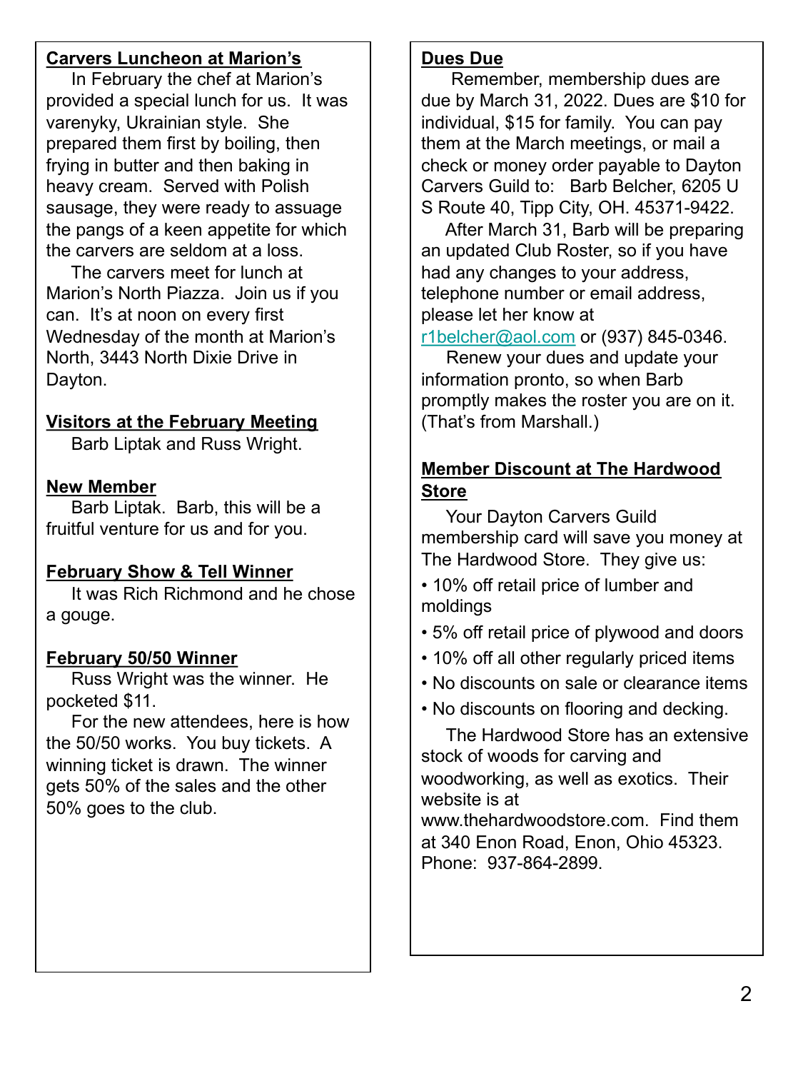## Carvers Luncheon at Marion's

In February the chef at Marion's provided a special lunch for us. It was varenyky, Ukrainian style. She prepared them first by boiling, then frying in butter and then baking in heavy cream. Served with Polish sausage, they were ready to assuage the pangs of a keen appetite for which the carvers are seldom at a loss.

The carvers meet for lunch at Marion's North Piazza. Join us if you can. It's at noon on every first Wednesday of the month at Marion's North, 3443 North Dixie Drive in Dayton.

## Visitors at the February Meeting

Barb Liptak and Russ Wright.

## New Member

Barb Liptak. Barb, this will be a fruitful venture for us and for you.

## February Show & Tell Winner

It was Rich Richmond and he chose a gouge.

## February 50/50 Winner

Russ Wright was the winner. He pocketed $11.

For the new attendees, here is how the 50/50 works. You buy tickets. A winning ticket is drawn. The winner gets 50% of the sales and the other 50% goes to the club.

## Dues Due

Remember, membership dues are due by March 31, 2022. Dues are $10 for individual, $15 for family. You can pay them at the March meetings, or mail a check or money order payable to Dayton Carvers Guild to: Barb Belcher, 6205 U S Route 40, Tipp City, OH. 45371-9422.

After March 31, Barb will be preparing an updated Club Roster, so if you have had any changes to your address, telephone number or email address, please let her know at r1belcher@aol.com or (937) 845-0346.

Renew your dues and update your information pronto, so when Barb promptly makes the roster you are on it. (That's from Marshall.)

## Member Discount at The Hardwood Store

Your Dayton Carvers Guild membership card will save you money at The Hardwood Store. They give us:

- 10% off retail price of lumber and moldings
- 5% off retail price of plywood and doors
- 10% off all other regularly priced items
- No discounts on sale or clearance items
- No discounts on flooring and decking.

The Hardwood Store has an extensive stock of woods for carving and woodworking, as well as exotics. Their website is at www.thehardwoodstore.com. Find them at 340 Enon Road, Enon, Ohio 45323. Phone: 937-864-2899.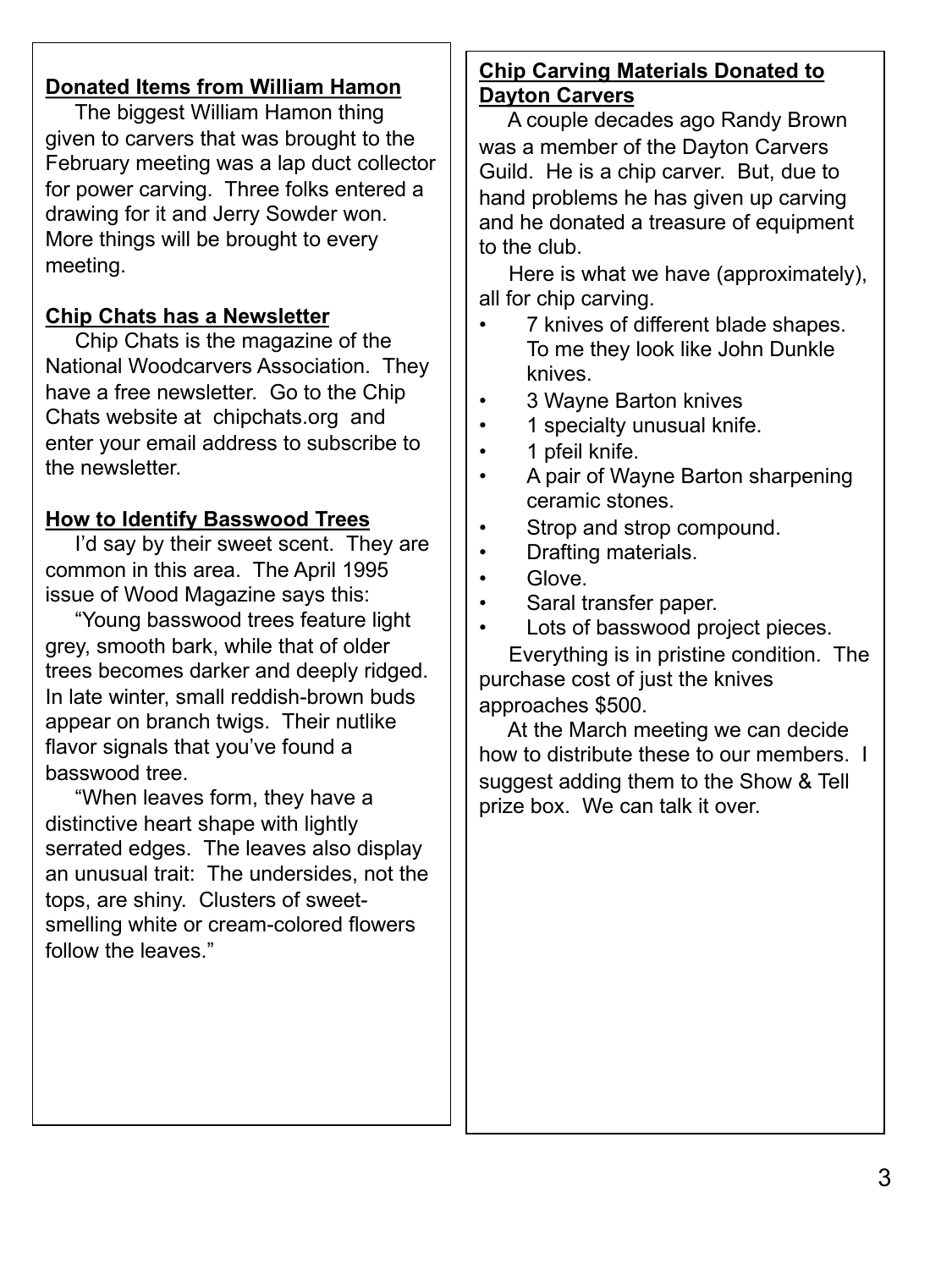**Donated Items from William Hamon**

The biggest William Hamon thing given to carvers that was brought to the February meeting was a lap duct collector for power carving. Three folks entered a drawing for it and Jerry Sowder won. More things will be brought to every meeting.

**Chip Chats has a Newsletter**

Chip Chats is the magazine of the National Woodcarvers Association. They have a free newsletter. Go to the Chip Chats website at chipchats.org and enter your email address to subscribe to the newsletter.

**How to Identify Basswood Trees**

I'd say by their sweet scent. They are common in this area. The April 1995 issue of Wood Magazine says this:

"Young basswood trees feature light grey, smooth bark, while that of older trees becomes darker and deeply ridged. In late winter, small reddish-brown buds appear on branch twigs. Their nutlike flavor signals that you've found a basswood tree.

"When leaves form, they have a distinctive heart shape with lightly serrated edges. The leaves also display an unusual trait: The undersides, not the tops, are shiny. Clusters of sweet-smelling white or cream-colored flowers follow the leaves."

**Chip Carving Materials Donated to Dayton Carvers**

A couple decades ago Randy Brown was a member of the Dayton Carvers Guild. He is a chip carver. But, due to hand problems he has given up carving and he donated a treasure of equipment to the club.

Here is what we have (approximately), all for chip carving.

- 7 knives of different blade shapes. To me they look like John Dunkle knives.
- 3 Wayne Barton knives
- 1 specialty unusual knife.
- 1 pfeil knife.
- A pair of Wayne Barton sharpening ceramic stones.
- Strop and strop compound.
- Drafting materials.
- Glove.
- Saral transfer paper.
- Lots of basswood project pieces.

Everything is in pristine condition. The purchase cost of just the knives approaches $500.

At the March meeting we can decide how to distribute these to our members. I suggest adding them to the Show & Tell prize box. We can talk it over.